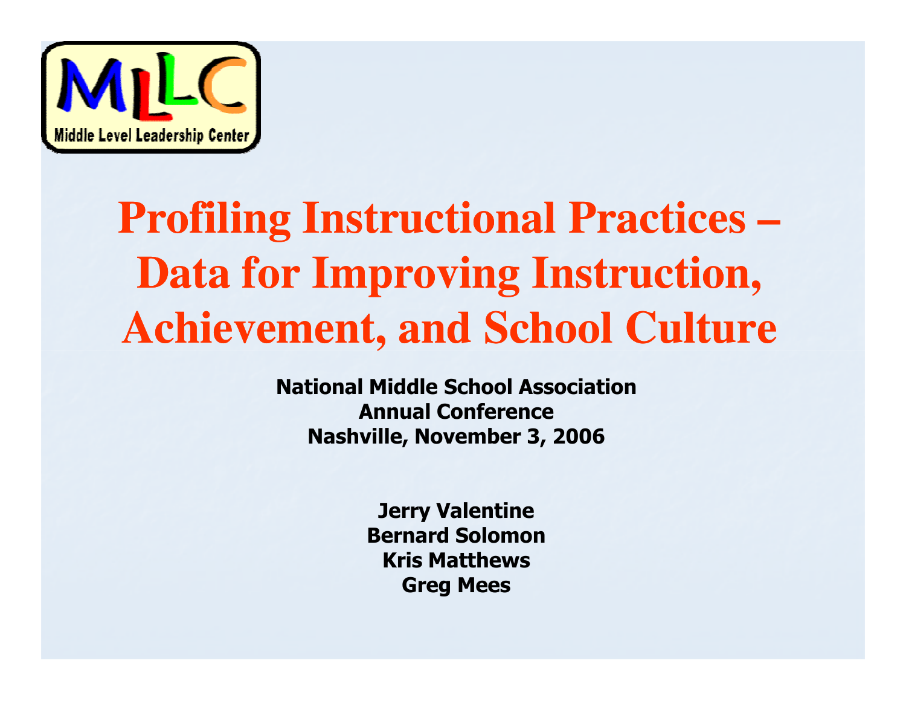MLLC

Middle Level Leadership Center

# Profiling Instructional Practices – Data for Improving Instruction, Achievement, and School Culture

**National Middle School Association**
**Annual Conference**
**Nashville, November 3, 2006**

**Jerry Valentine**
**Bernard Solomon**
**Kris Matthews**
**Greg Mees**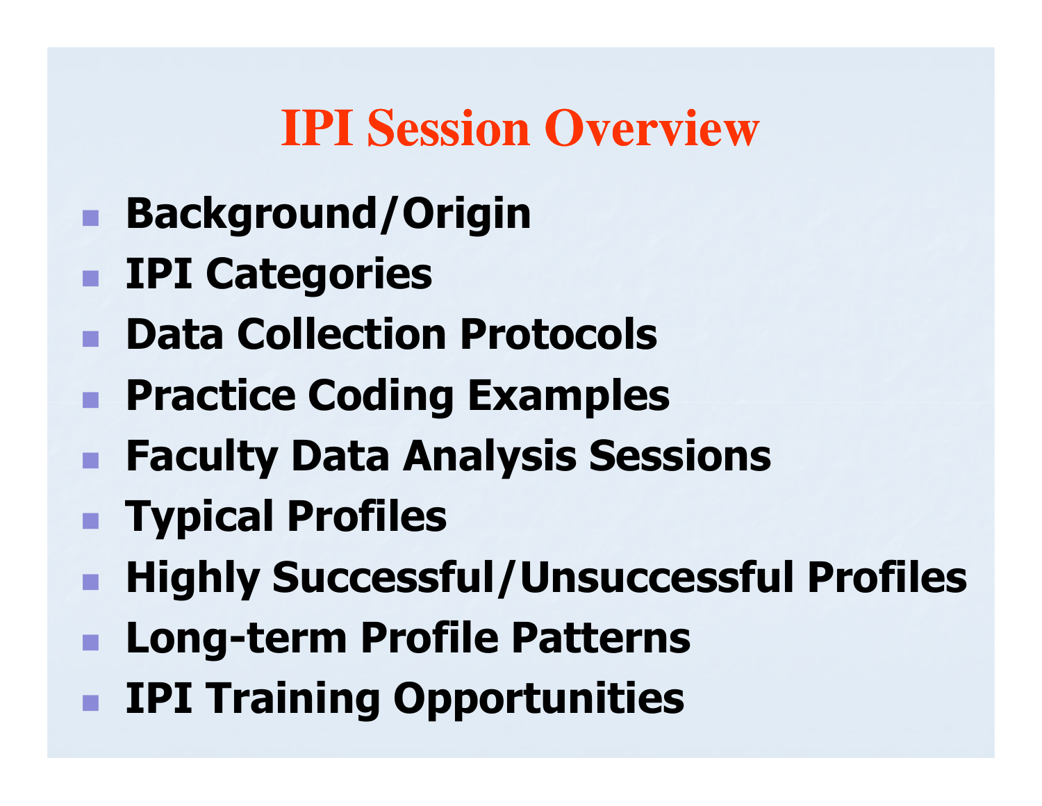# IPI Session Overview

- **Background/Origin**
- **IPI Categories**
- **Data Collection Protocols**
- **Practice Coding Examples**
- **Faculty Data Analysis Sessions**
- **Typical Profiles**
- **Highly Successful/Unsuccessful Profiles**
- **Long-term Profile Patterns**
- **IPI Training Opportunities**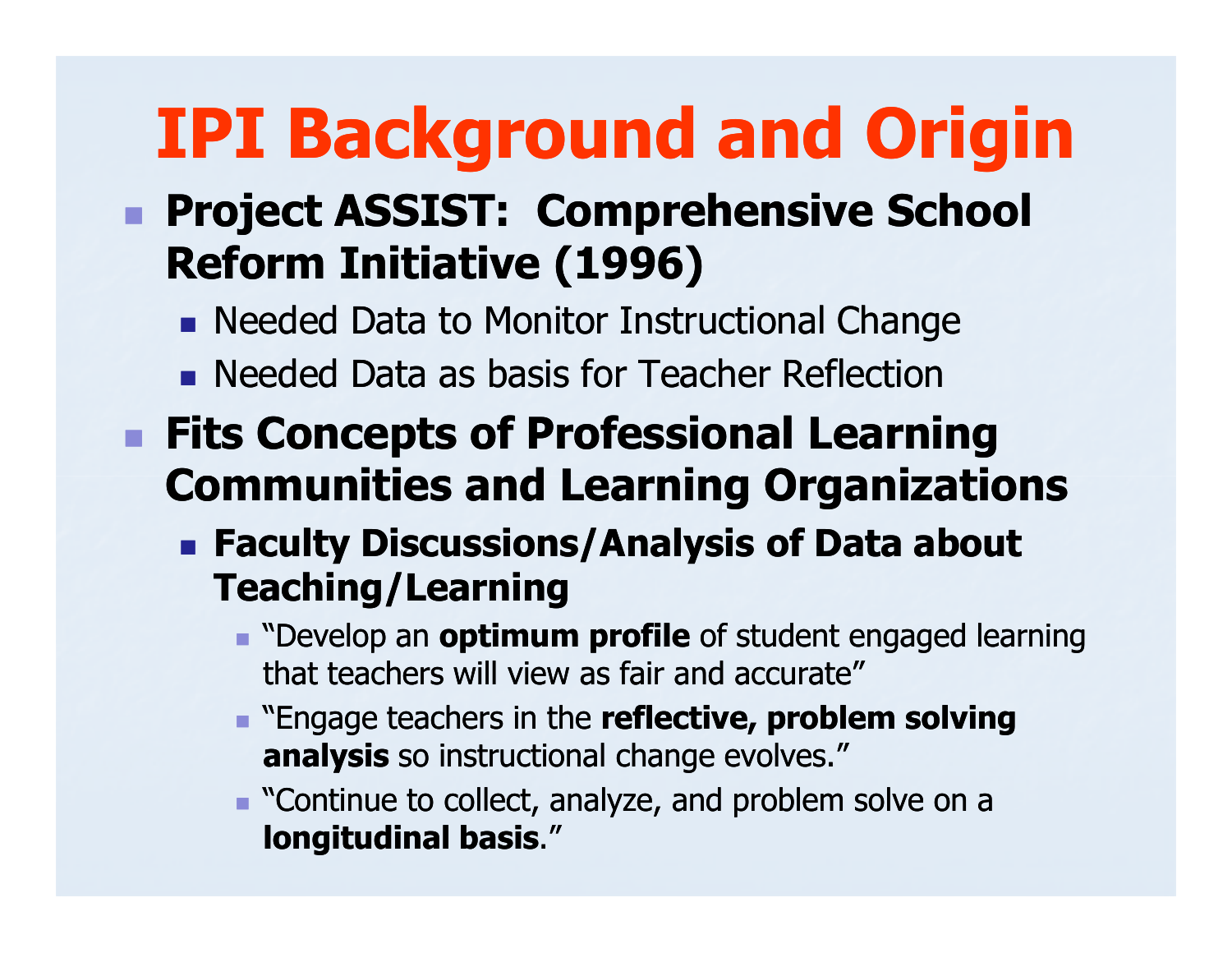# IPI Background and Origin

- **Project ASSIST: Comprehensive School Reform Initiative (1996)**
  - Needed Data to Monitor Instructional Change
  - Needed Data as basis for Teacher Reflection
- **Fits Concepts of Professional Learning Communities and Learning Organizations**
  - **Faculty Discussions/Analysis of Data about Teaching/Learning**
    - "Develop an **optimum profile** of student engaged learning that teachers will view as fair and accurate"
    - "Engage teachers in the **reflective, problem solving analysis** so instructional change evolves."
    - "Continue to collect, analyze, and problem solve on a **longitudinal basis**."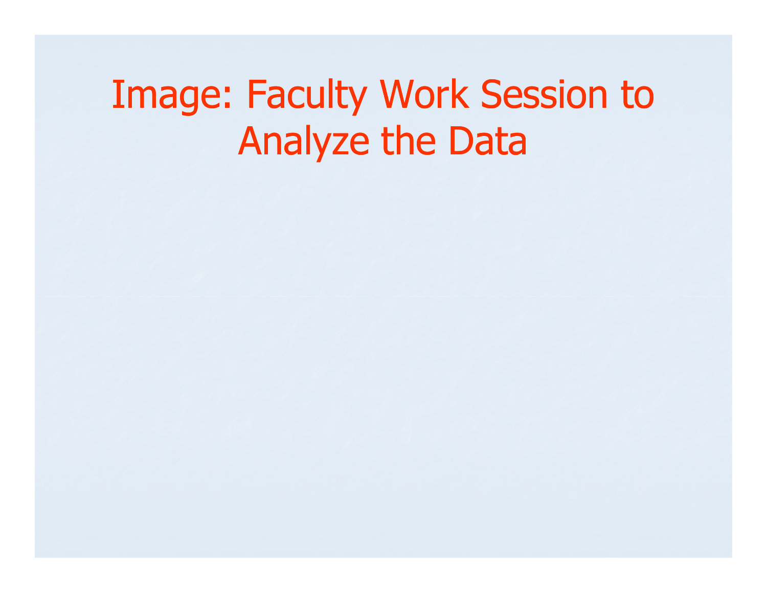# Image: Faculty Work Session to Analyze the Data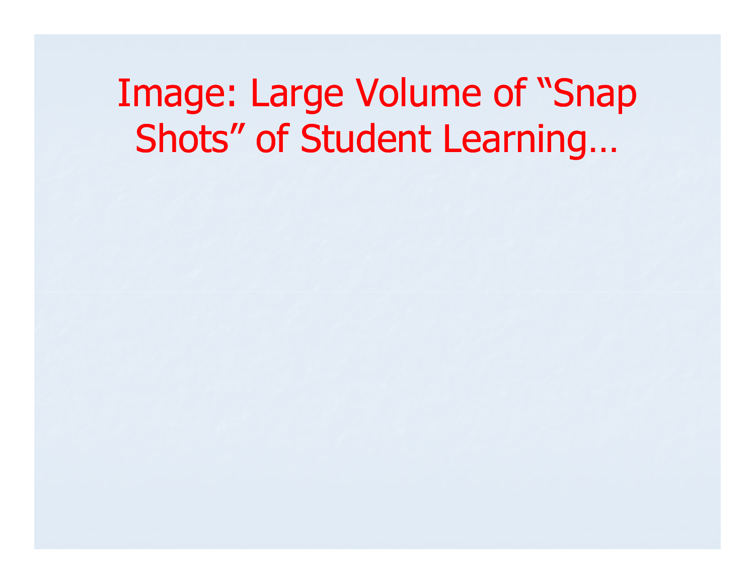# Image: Large Volume of “Snap Shots” of Student Learning…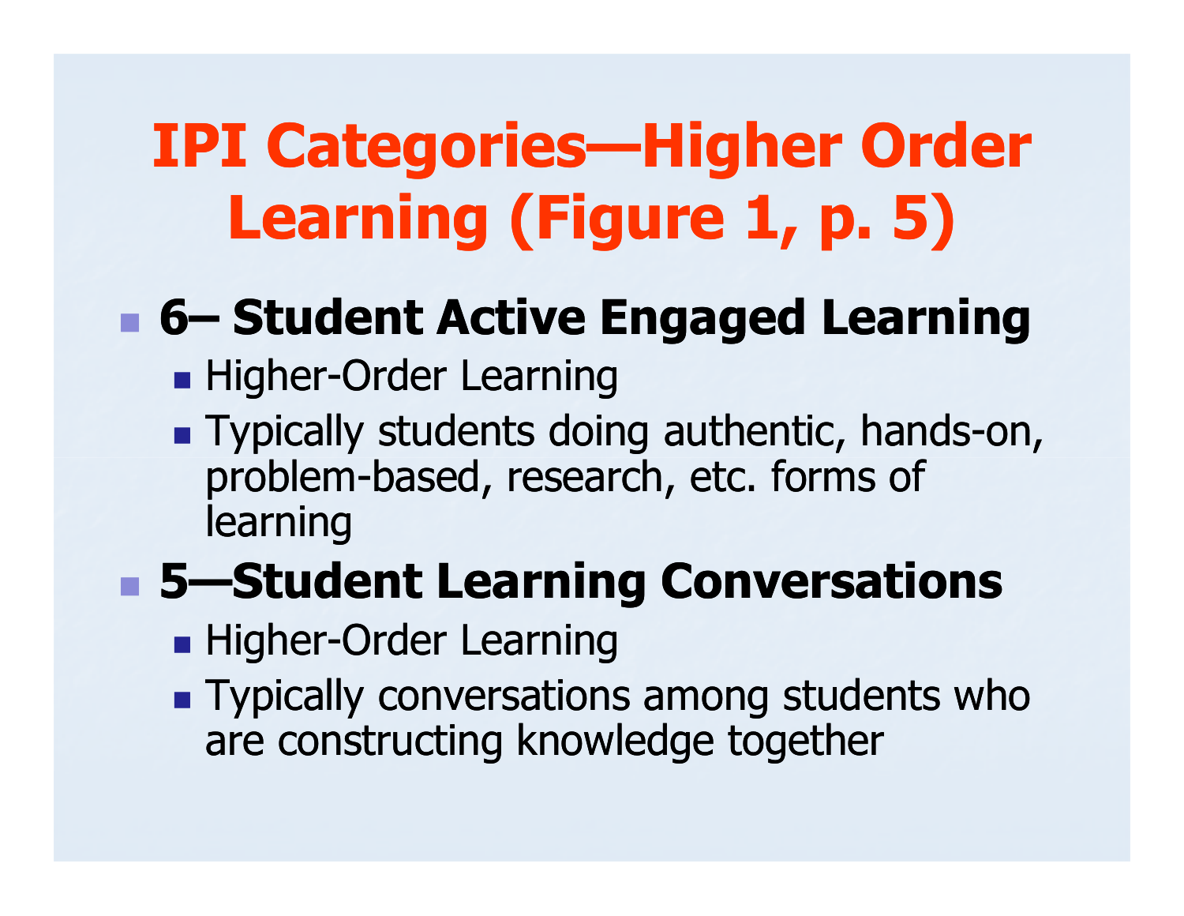# IPI Categories—Higher Order Learning (Figure 1, p. 5)

- **6– Student Active Engaged Learning**
  - Higher-Order Learning
  - Typically students doing authentic, hands-on, problem-based, research, etc. forms of learning
- **5—Student Learning Conversations**
  - Higher-Order Learning
  - Typically conversations among students who are constructing knowledge together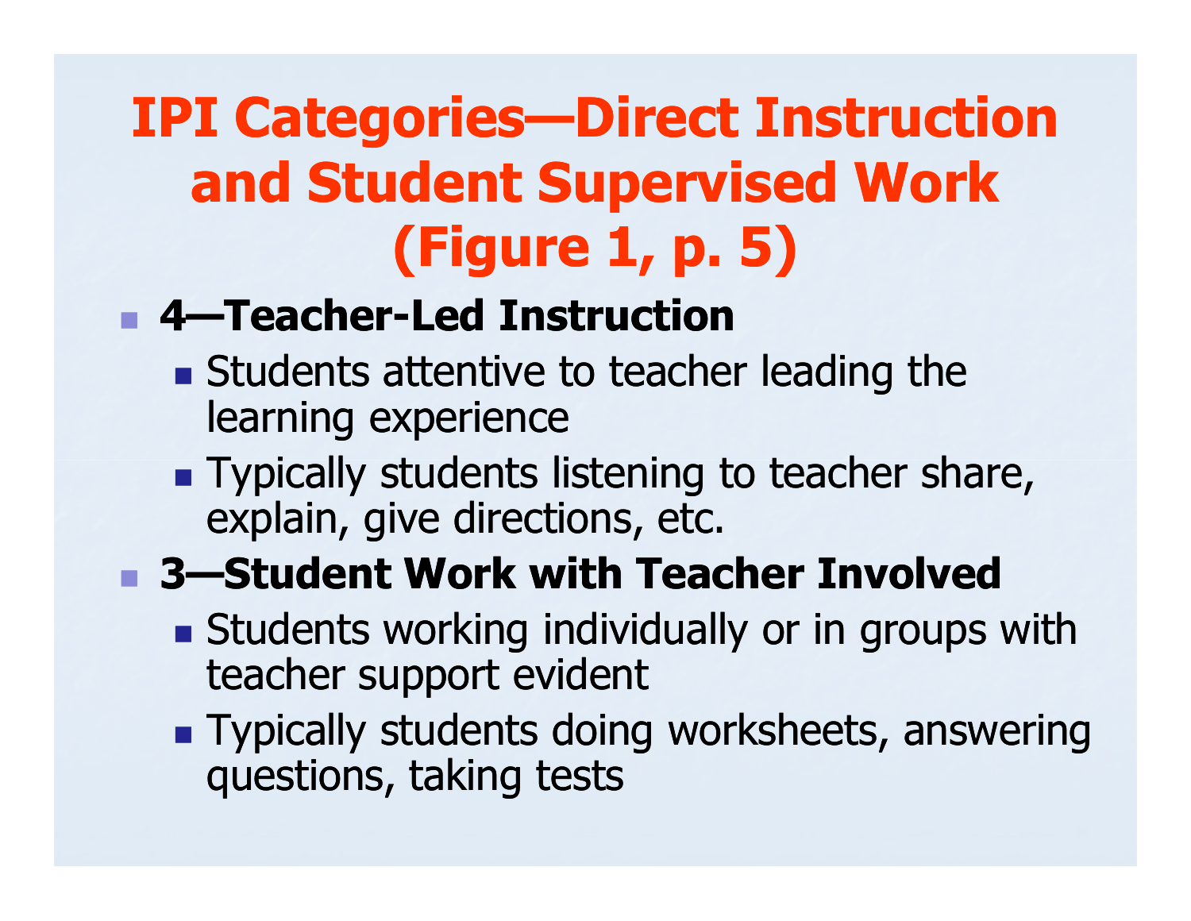# IPI Categories—Direct Instruction and Student Supervised Work (Figure 1, p. 5)

- **4—Teacher-Led Instruction**
  - Students attentive to teacher leading the learning experience
  - Typically students listening to teacher share, explain, give directions, etc.
- **3—Student Work with Teacher Involved**
  - Students working individually or in groups with teacher support evident
  - Typically students doing worksheets, answering questions, taking tests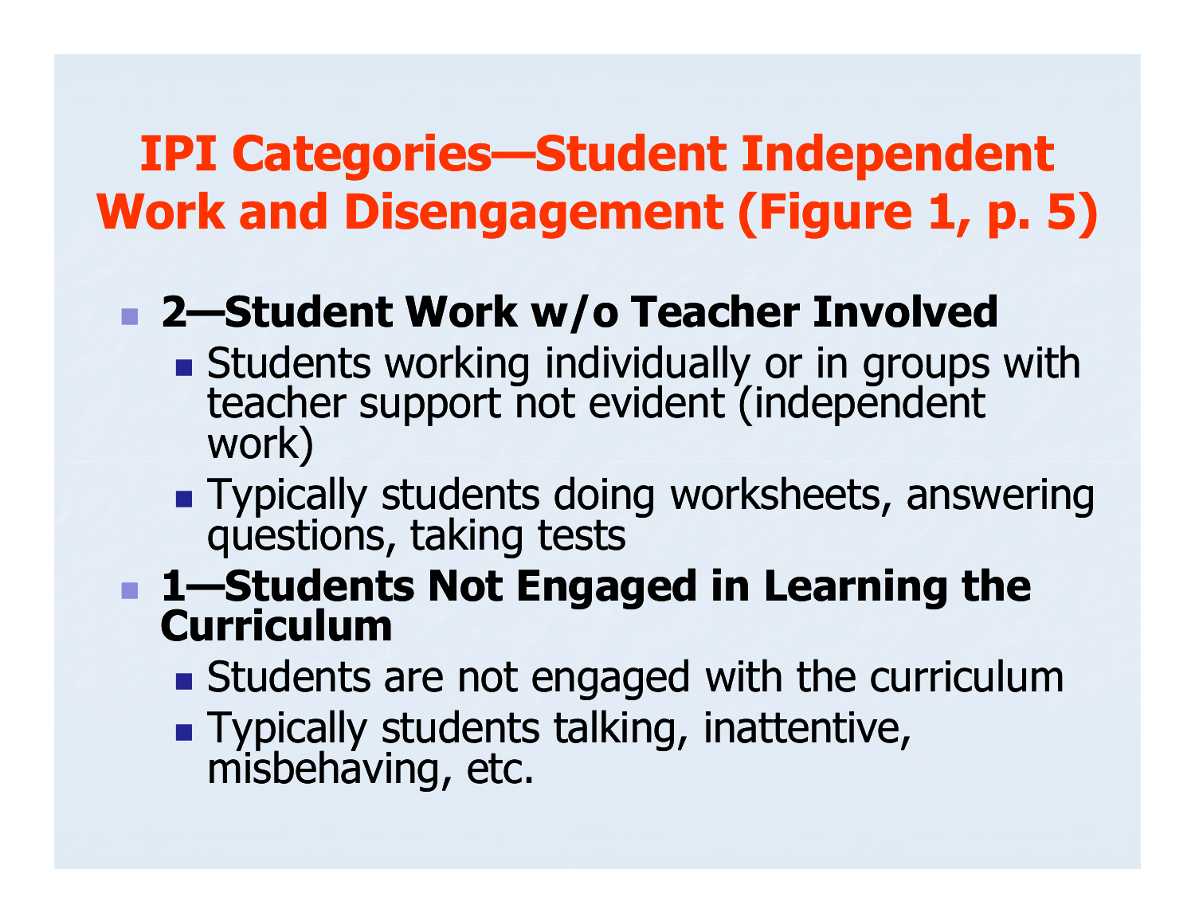# IPI Categories—Student Independent Work and Disengagement (Figure 1, p. 5)

- **2—Student Work w/o Teacher Involved**
  - Students working individually or in groups with teacher support not evident (independent work)
  - Typically students doing worksheets, answering questions, taking tests
- **1—Students Not Engaged in Learning the Curriculum**
  - Students are not engaged with the curriculum
  - Typically students talking, inattentive, misbehaving, etc.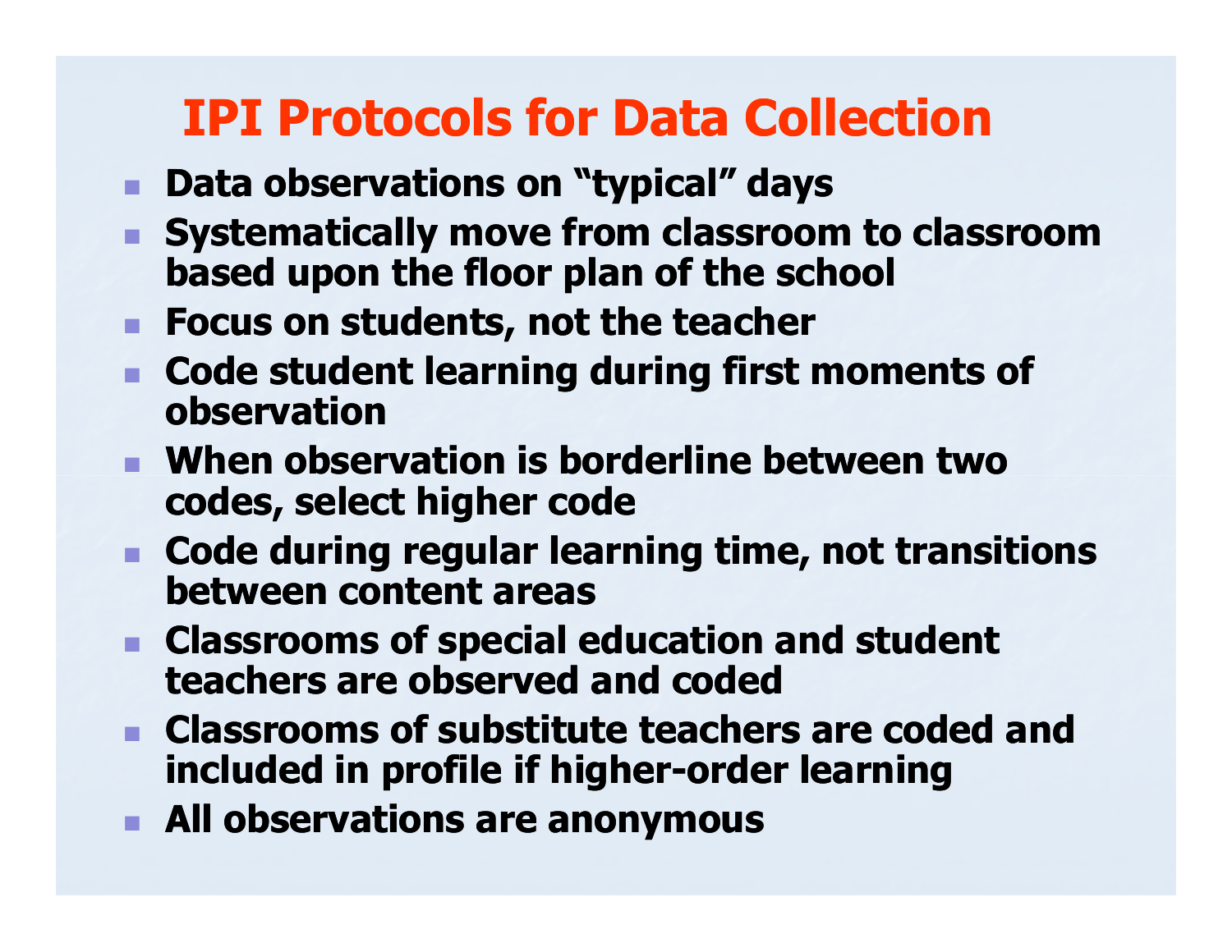# IPI Protocols for Data Collection

- **Data observations on "typical" days**
- **Systematically move from classroom to classroom based upon the floor plan of the school**
- **Focus on students, not the teacher**
- **Code student learning during first moments of observation**
- **When observation is borderline between two codes, select higher code**
- **Code during regular learning time, not transitions between content areas**
- **Classrooms of special education and student teachers are observed and coded**
- **Classrooms of substitute teachers are coded and included in profile if higher-order learning**
- **All observations are anonymous**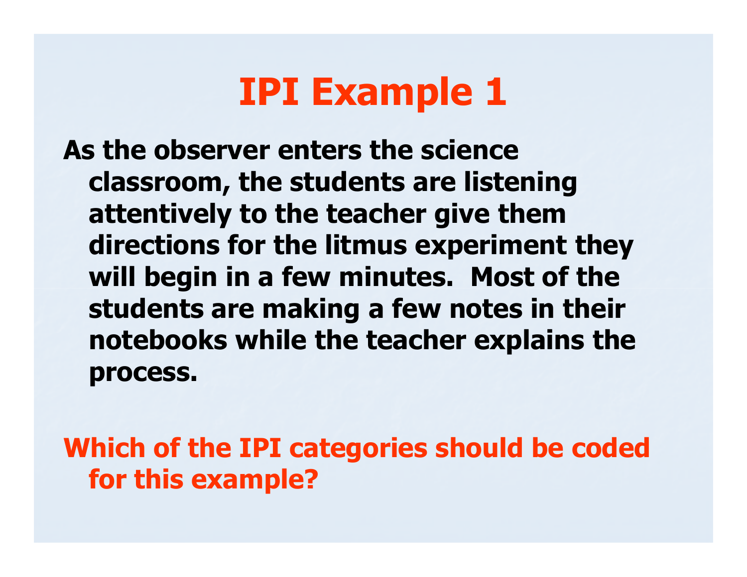# IPI Example 1

**As the observer enters the science classroom, the students are listening attentively to the teacher give them directions for the litmus experiment they will begin in a few minutes. Most of the students are making a few notes in their notebooks while the teacher explains the process.**

**Which of the IPI categories should be coded for this example?**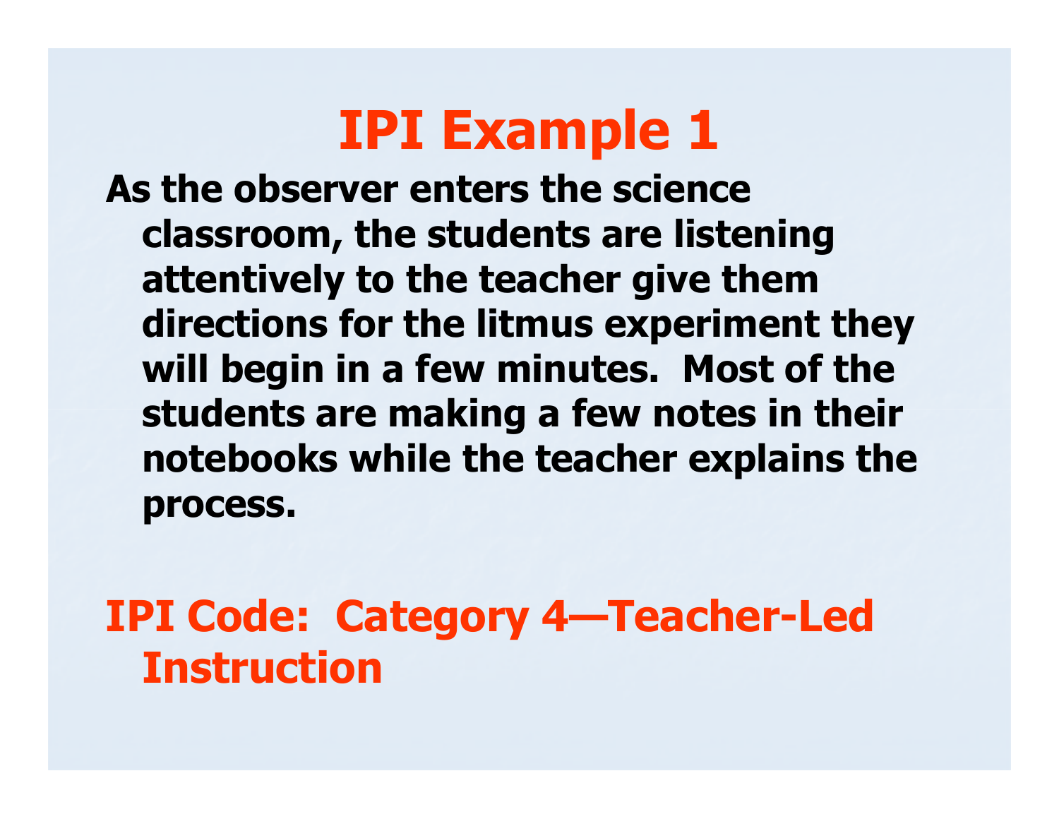# IPI Example 1

**As the observer enters the science classroom, the students are listening attentively to the teacher give them directions for the litmus experiment they will begin in a few minutes. Most of the students are making a few notes in their notebooks while the teacher explains the process.**

**IPI Code: Category 4—Teacher-Led Instruction**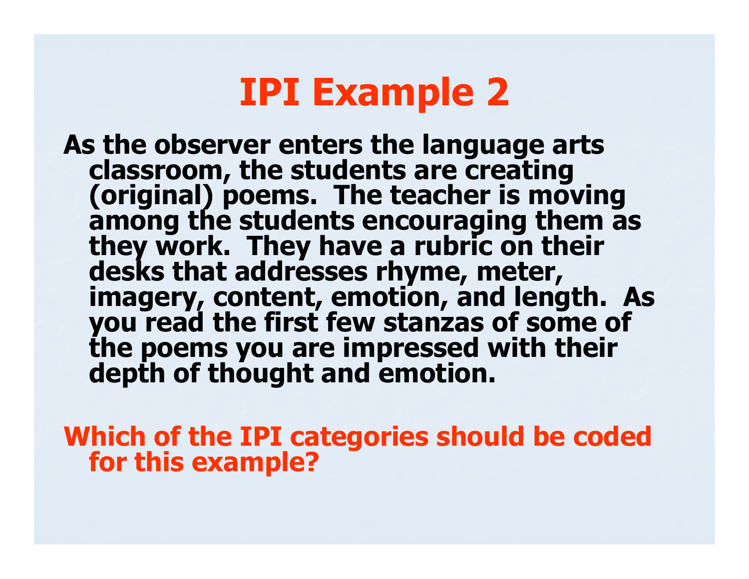# IPI Example 2

As the observer enters the language arts classroom, the students are creating (original) poems. The teacher is moving among the students encouraging them as they work. They have a rubric on their desks that addresses rhyme, meter, imagery, content, emotion, and length. As you read the first few stanzas of some of the poems you are impressed with their depth of thought and emotion.

**Which of the IPI categories should be coded for this example?**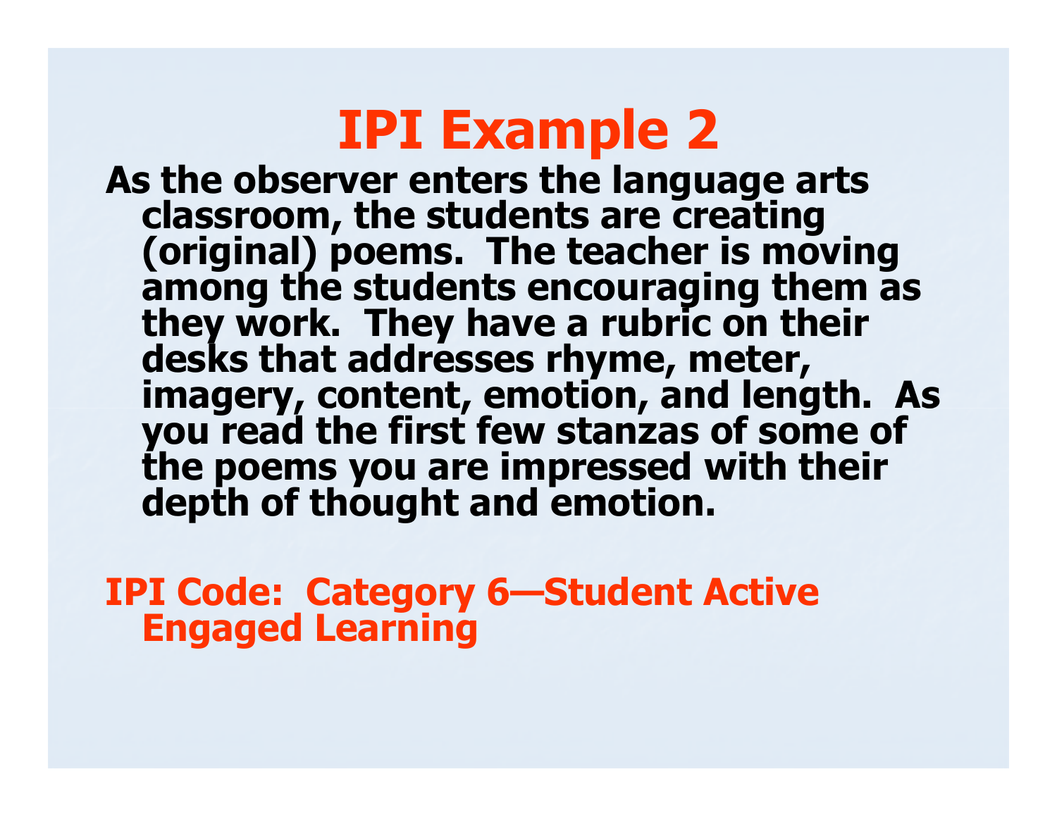# IPI Example 2

As the observer enters the language arts classroom, the students are creating (original) poems. The teacher is moving among the students encouraging them as they work. They have a rubric on their desks that addresses rhyme, meter, imagery, content, emotion, and length. As you read the first few stanzas of some of the poems you are impressed with their depth of thought and emotion.

**IPI Code: Category 6—Student Active Engaged Learning**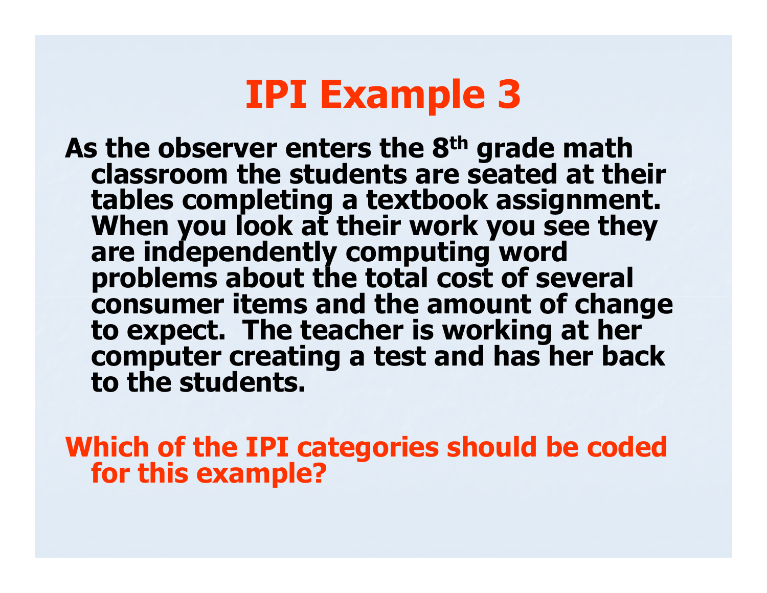# IPI Example 3

As the observer enters the 8th grade math classroom the students are seated at their tables completing a textbook assignment. When you look at their work you see they are independently computing word problems about the total cost of several consumer items and the amount of change to expect. The teacher is working at her computer creating a test and has her back to the students.

**Which of the IPI categories should be coded for this example?**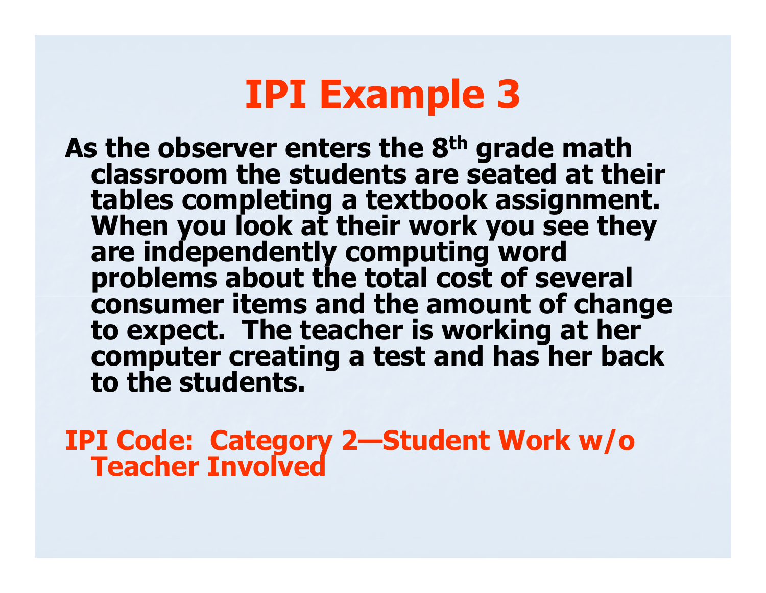# IPI Example 3

**As the observer enters the 8th grade math classroom the students are seated at their tables completing a textbook assignment. When you look at their work you see they are independently computing word problems about the total cost of several consumer items and the amount of change to expect. The teacher is working at her computer creating a test and has her back to the students.**

**IPI Code: Category 2—Student Work w/o Teacher Involved**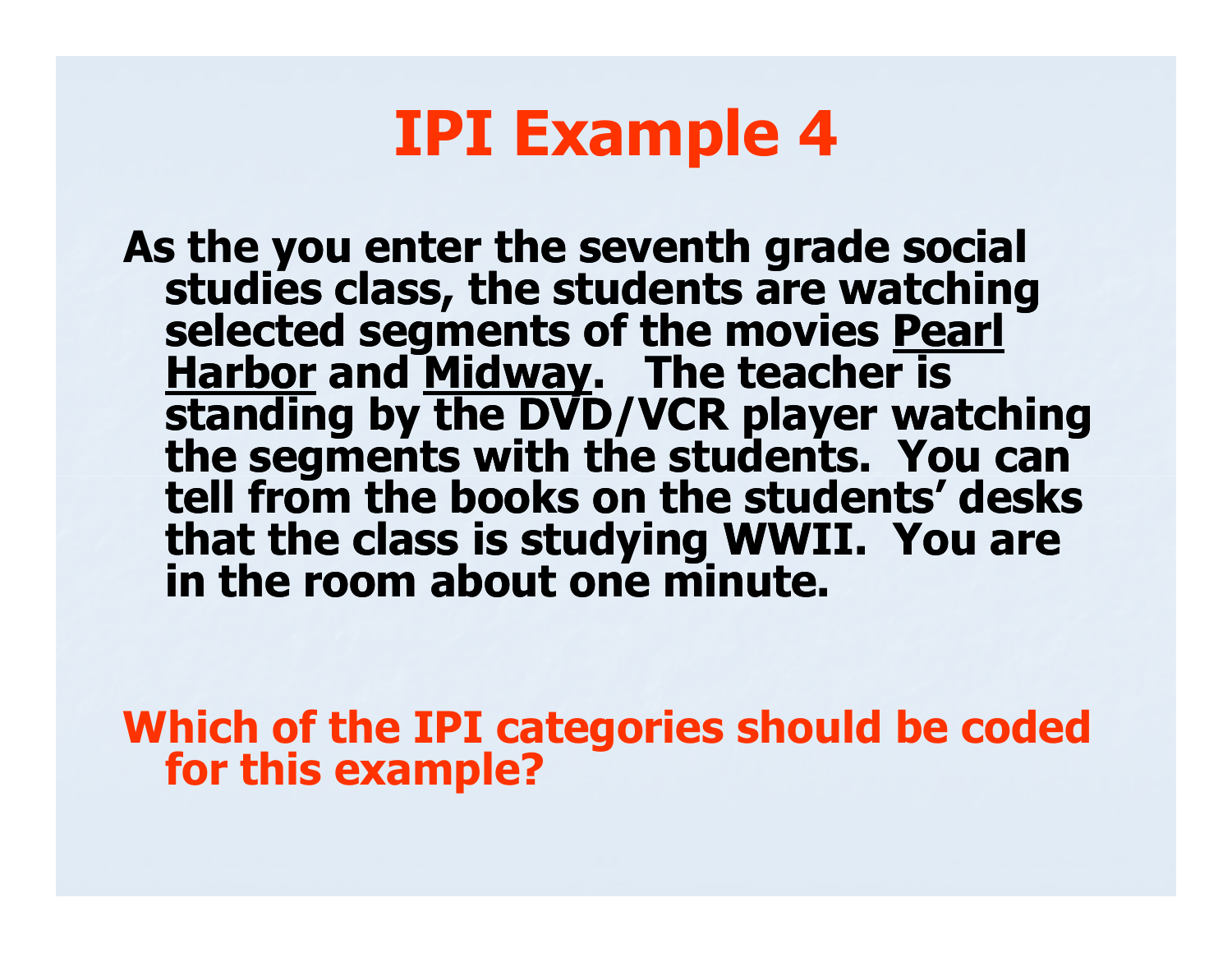# IPI Example 4

**As the you enter the seventh grade social studies class, the students are watching selected segments of the movies <u>Pearl Harbor</u> and <u>Midway</u>. The teacher is standing by the DVD/VCR player watching the segments with the students. You can tell from the books on the students' desks that the class is studying WWII. You are in the room about one minute.**

**Which of the IPI categories should be coded for this example?**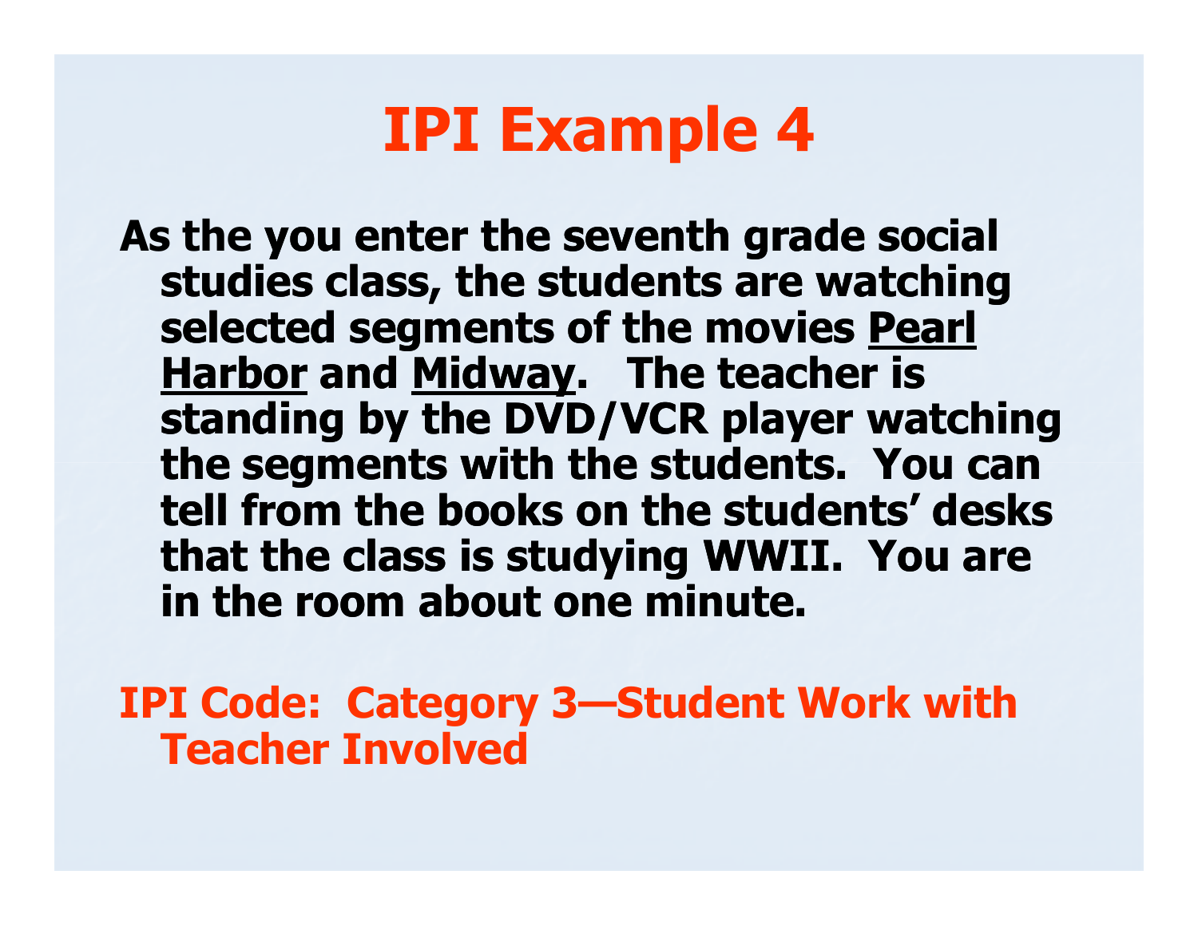# IPI Example 4

As the you enter the seventh grade social studies class, the students are watching selected segments of the movies <u>Pearl Harbor</u> and <u>Midway</u>. The teacher is standing by the DVD/VCR player watching the segments with the students. You can tell from the books on the students' desks that the class is studying WWII. You are in the room about one minute.

**IPI Code: Category 3—Student Work with Teacher Involved**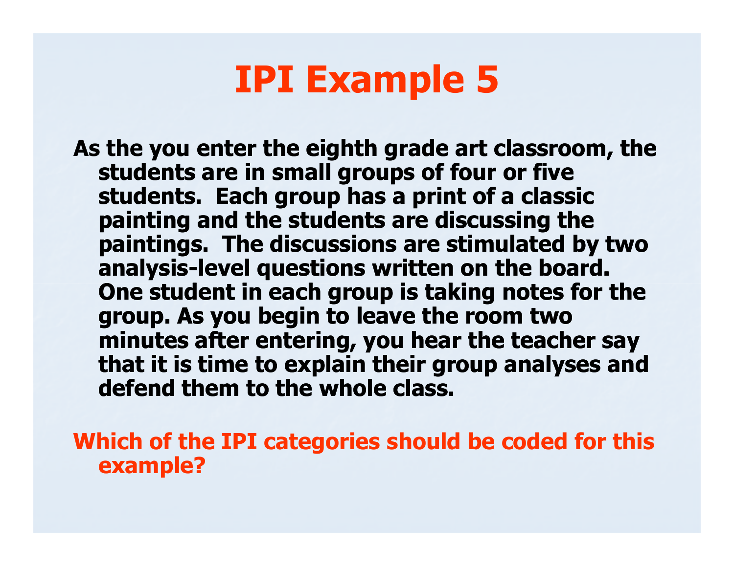# IPI Example 5

**As the you enter the eighth grade art classroom, the students are in small groups of four or five students. Each group has a print of a classic painting and the students are discussing the paintings. The discussions are stimulated by two analysis-level questions written on the board. One student in each group is taking notes for the group. As you begin to leave the room two minutes after entering, you hear the teacher say that it is time to explain their group analyses and defend them to the whole class.**

**Which of the IPI categories should be coded for this example?**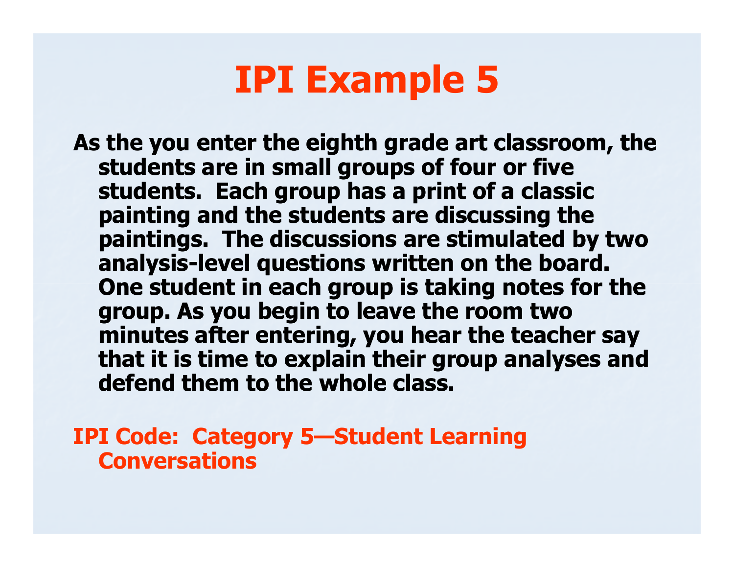# IPI Example 5

**As the you enter the eighth grade art classroom, the students are in small groups of four or five students. Each group has a print of a classic painting and the students are discussing the paintings. The discussions are stimulated by two analysis-level questions written on the board. One student in each group is taking notes for the group. As you begin to leave the room two minutes after entering, you hear the teacher say that it is time to explain their group analyses and defend them to the whole class.**

**IPI Code: Category 5—Student Learning Conversations**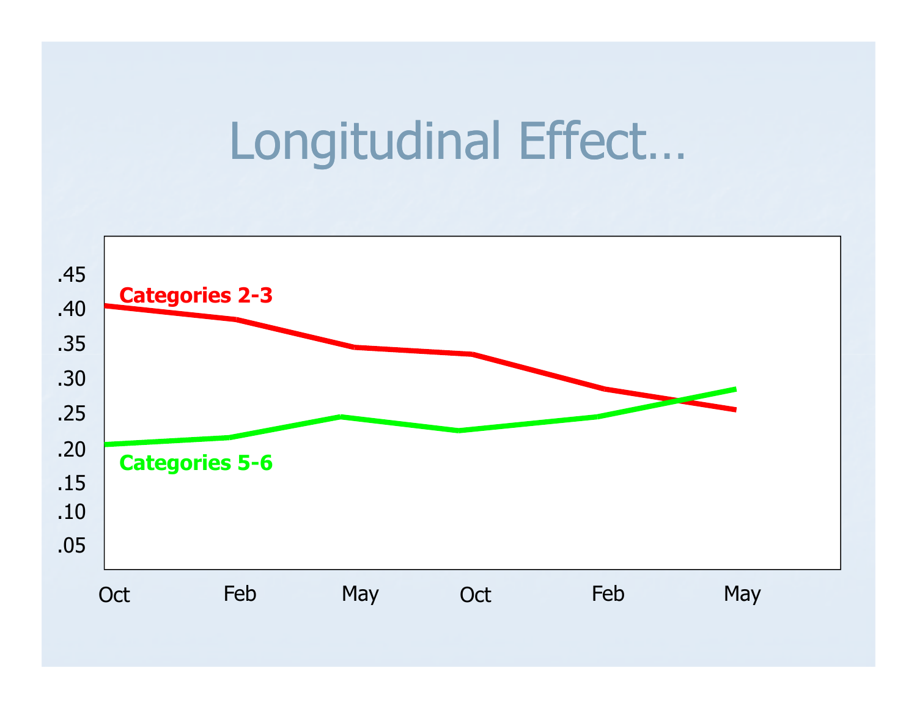# Longitudinal Effect…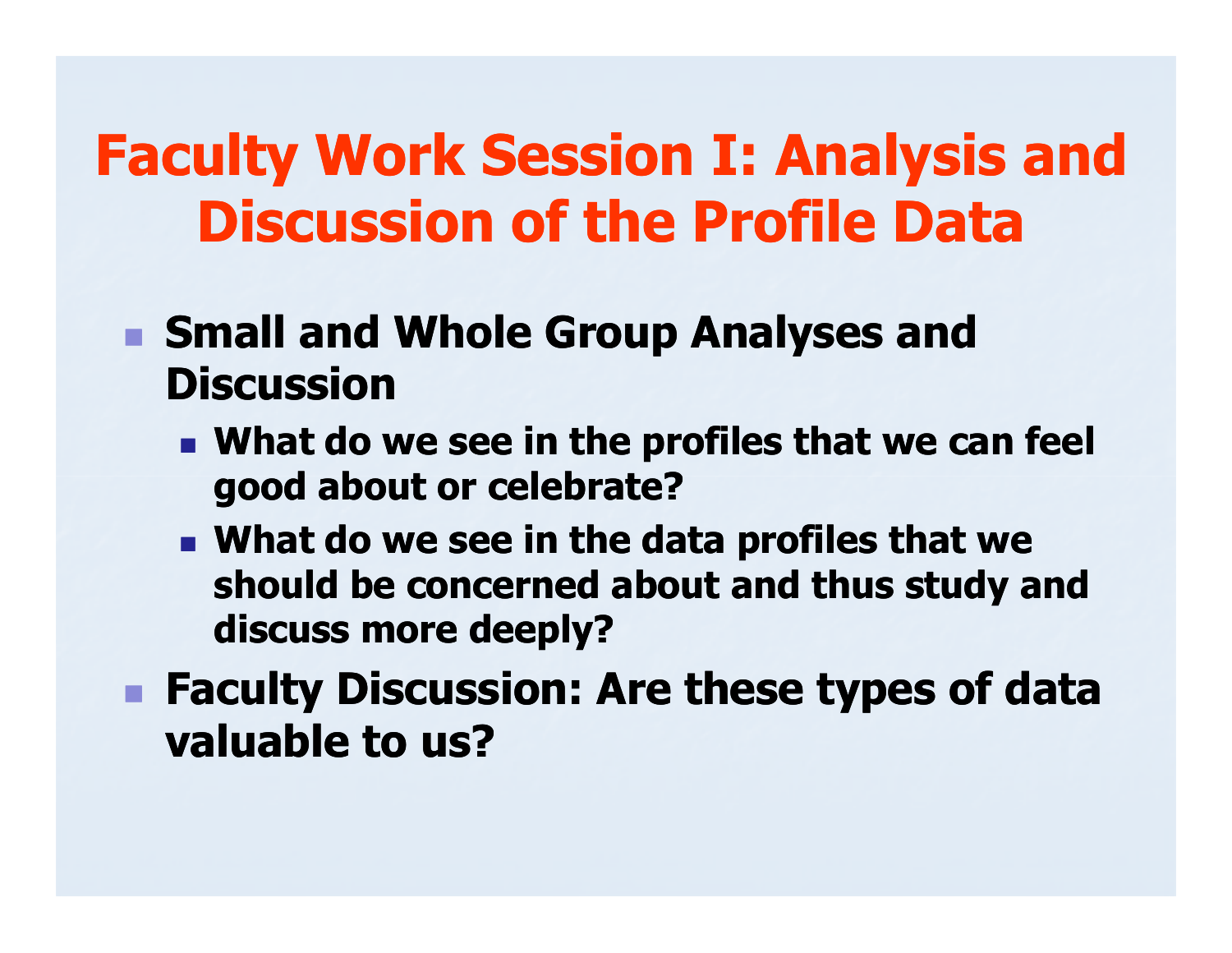# Faculty Work Session I: Analysis and Discussion of the Profile Data

- **Small and Whole Group Analyses and Discussion**
  - **What do we see in the profiles that we can feel good about or celebrate?**
  - **What do we see in the data profiles that we should be concerned about and thus study and discuss more deeply?**
- **Faculty Discussion: Are these types of data valuable to us?**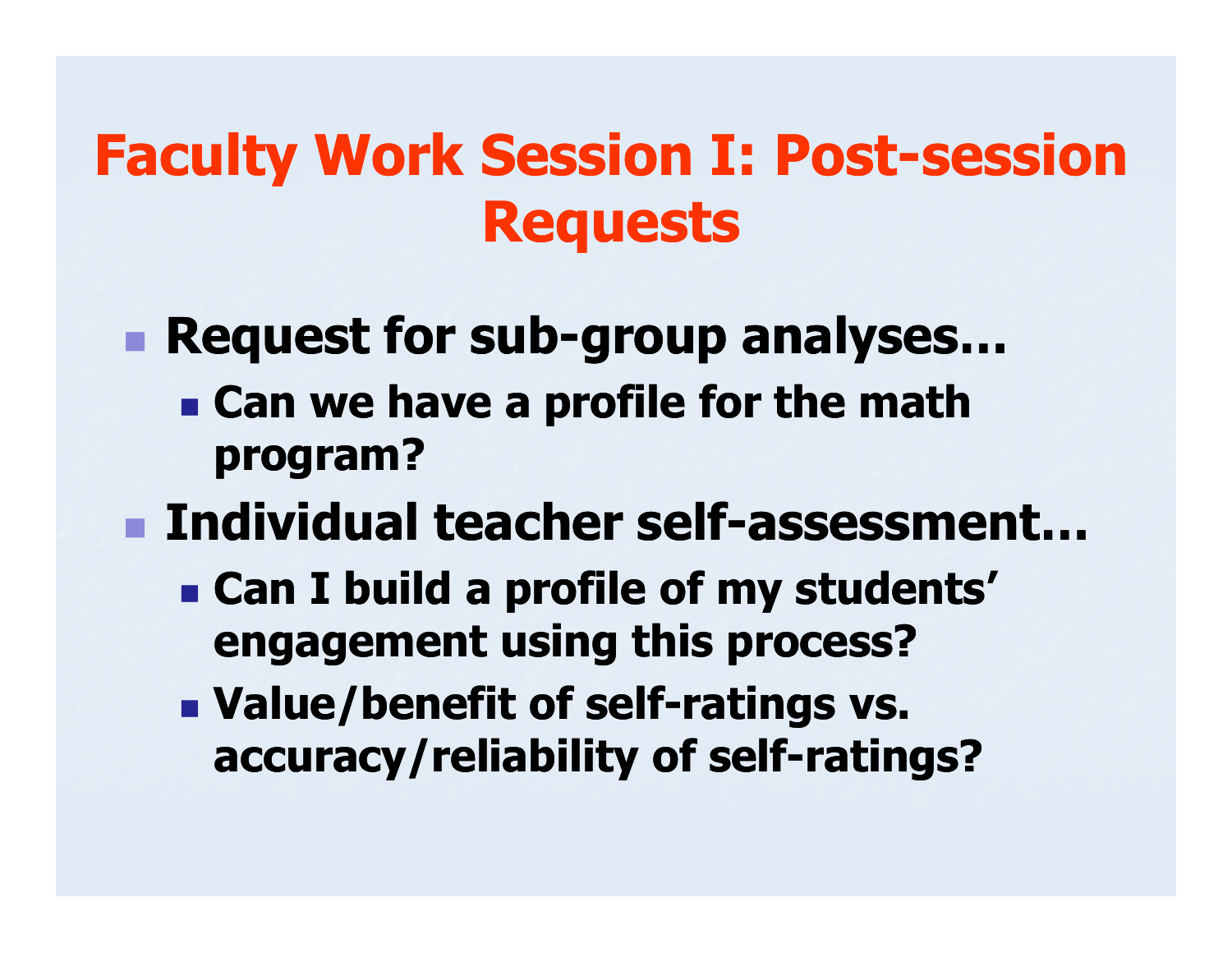# Faculty Work Session I: Post-session Requests

- **Request for sub-group analyses…**
  - **Can we have a profile for the math program?**
- **Individual teacher self-assessment…**
  - **Can I build a profile of my students' engagement using this process?**
  - **Value/benefit of self-ratings vs. accuracy/reliability of self-ratings?**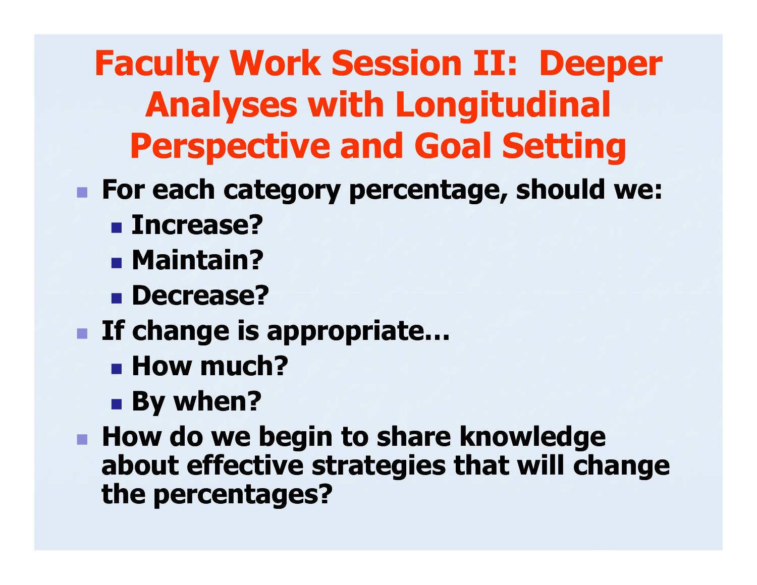# Faculty Work Session II: Deeper Analyses with Longitudinal Perspective and Goal Setting

- **For each category percentage, should we:**
  - **Increase?**
  - **Maintain?**
  - **Decrease?**
- **If change is appropriate…**
  - **How much?**
  - **By when?**
- **How do we begin to share knowledge about effective strategies that will change the percentages?**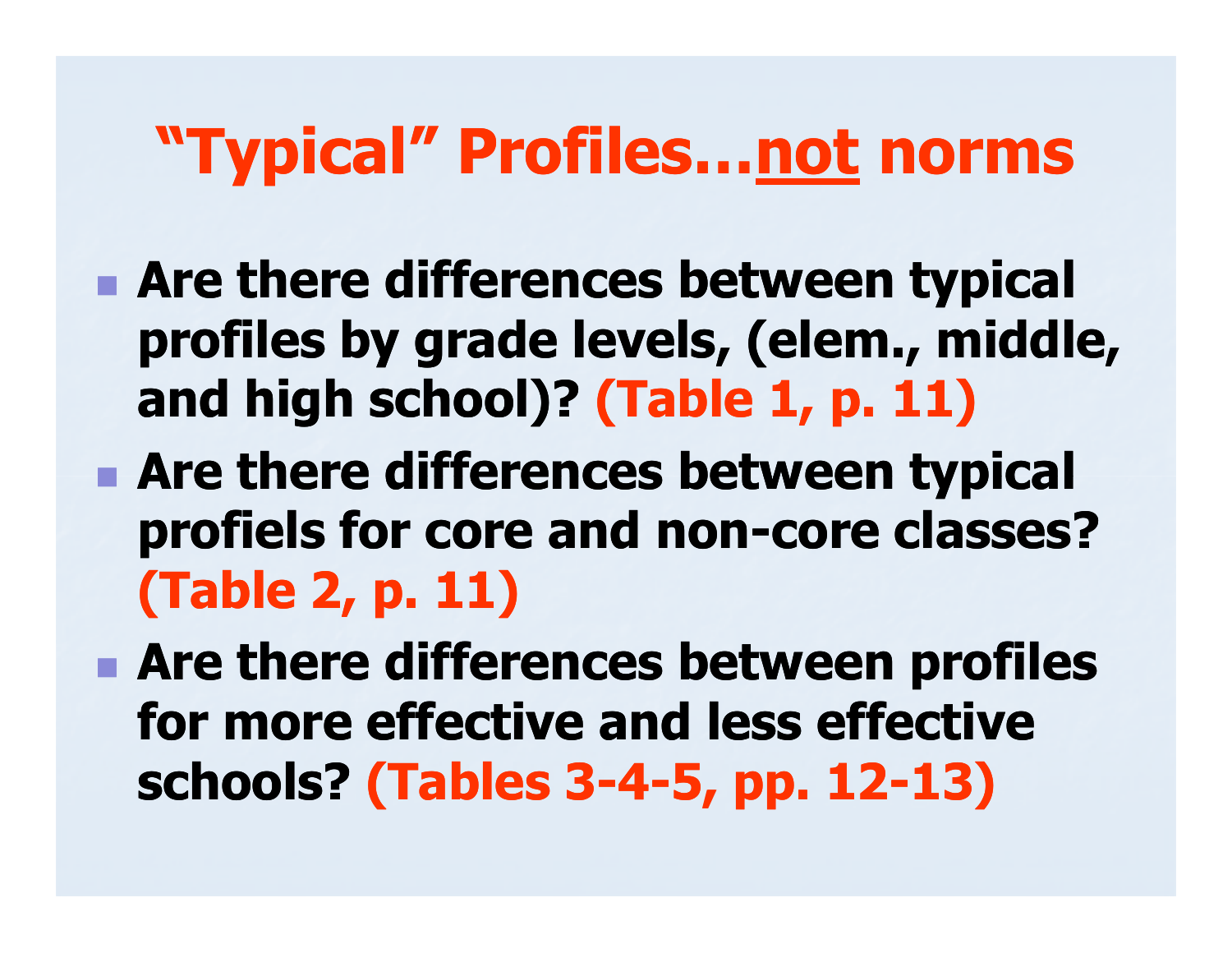# "Typical" Profiles…<u>not</u> norms

- **Are there differences between typical profiles by grade levels, (elem., middle, and high school)? (Table 1, p. 11)**
- **Are there differences between typical profiels for core and non-core classes? (Table 2, p. 11)**
- **Are there differences between profiles for more effective and less effective schools? (Tables 3-4-5, pp. 12-13)**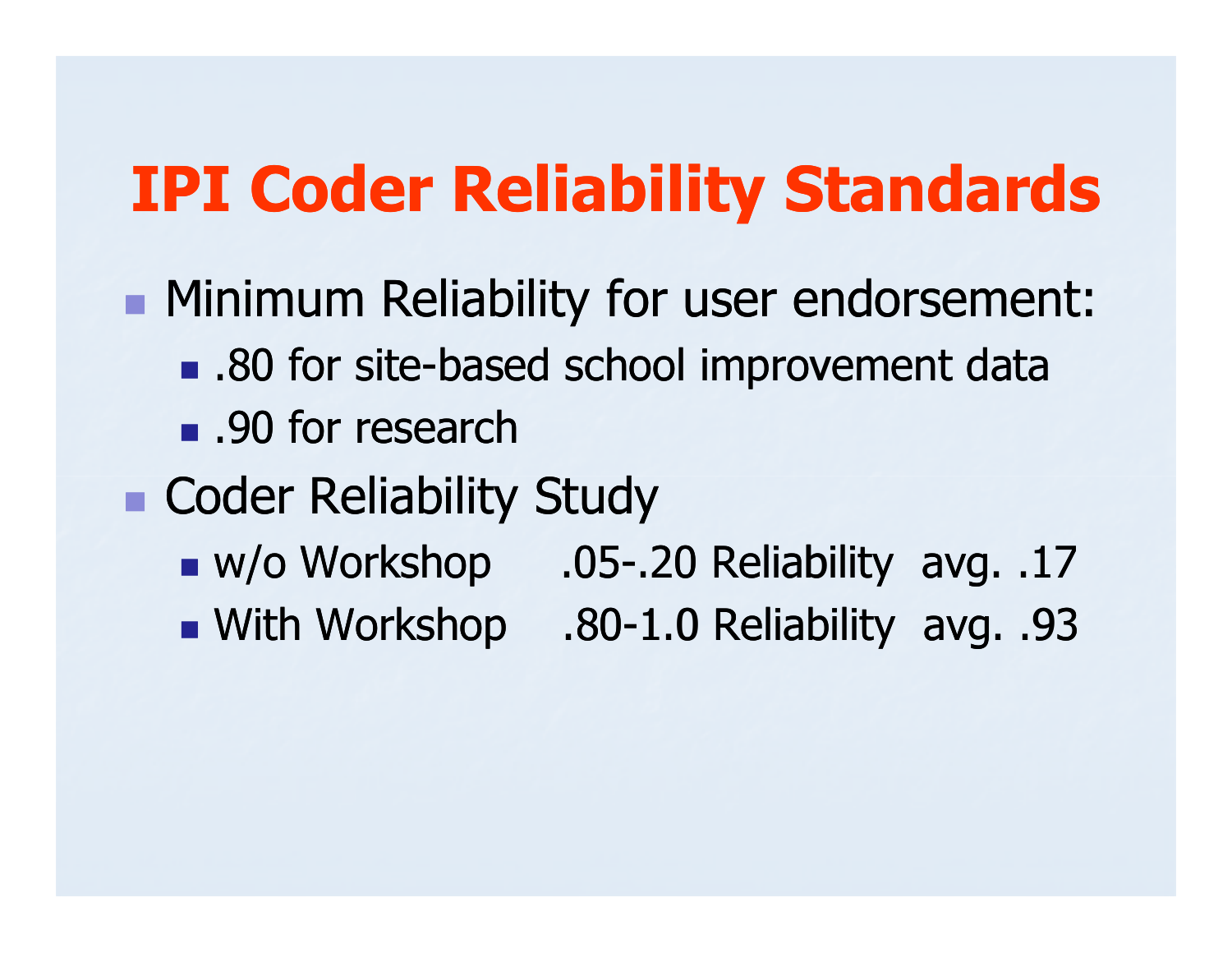# IPI Coder Reliability Standards

- Minimum Reliability for user endorsement:
  - .80 for site-based school improvement data
  - .90 for research
- Coder Reliability Study
  - w/o Workshop .05-.20 Reliability avg. .17
  - With Workshop .80-1.0 Reliability avg. .93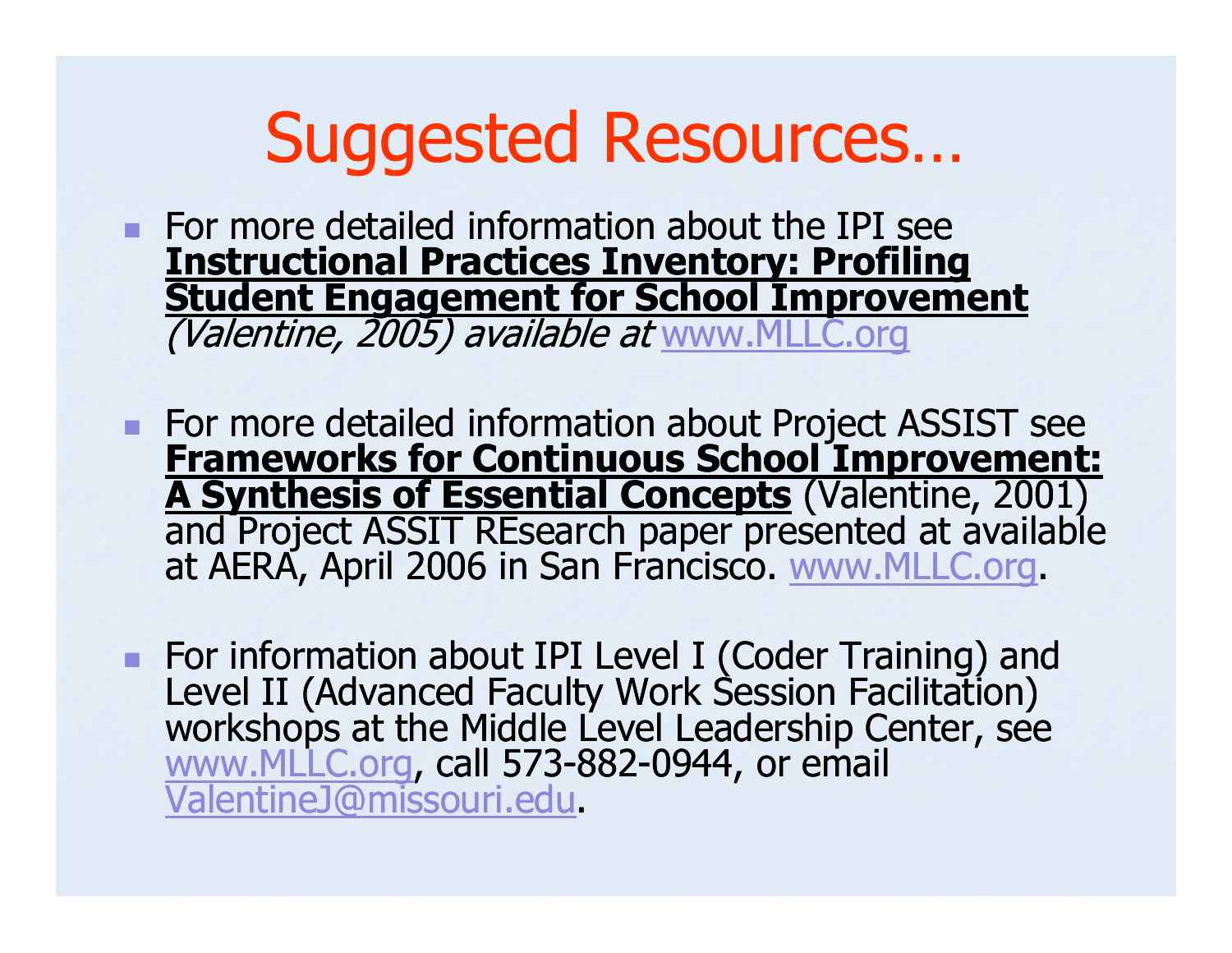# Suggested Resources…

- For more detailed information about the IPI see **Instructional Practices Inventory: Profiling Student Engagement for School Improvement** *(Valentine, 2005) available at* www.MLLC.org
- For more detailed information about Project ASSIST see **Frameworks for Continuous School Improvement: A Synthesis of Essential Concepts** (Valentine, 2001) and Project ASSIT REsearch paper presented at available at AERA, April 2006 in San Francisco. www.MLLC.org.
- For information about IPI Level I (Coder Training) and Level II (Advanced Faculty Work Session Facilitation) workshops at the Middle Level Leadership Center, see www.MLLC.org, call 573-882-0944, or email ValentineJ@missouri.edu.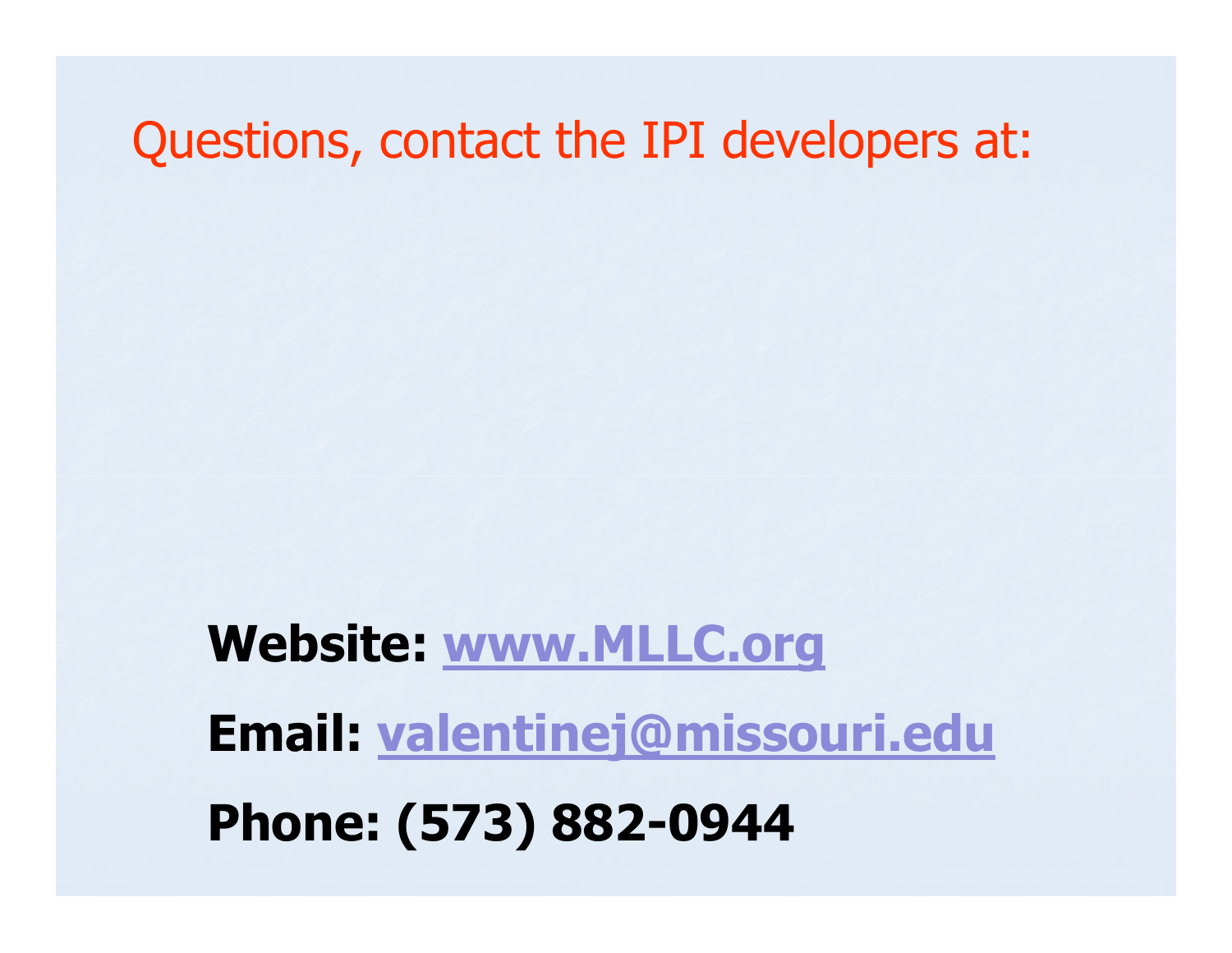Questions, contact the IPI developers at:

**Website:** **www.MLLC.org**

**Email:** **valentinej@missouri.edu**

**Phone: (573) 882-0944**